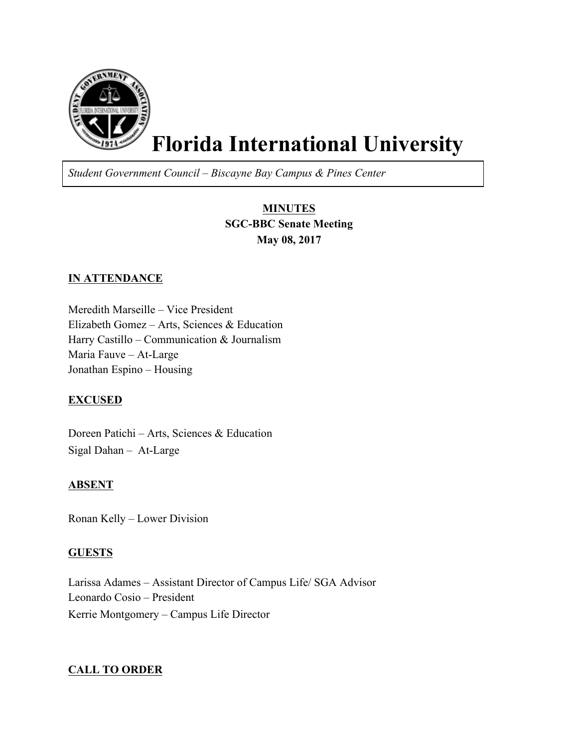# Florida International University

*Student Government Council – Biscayne Bay Campus & Pines Center*

**MINUTES**
**SGC-BBC Senate Meeting**
**May 08, 2017**

## IN ATTENDANCE

Meredith Marseille – Vice President
Elizabeth Gomez – Arts, Sciences & Education
Harry Castillo – Communication & Journalism
Maria Fauve – At-Large
Jonathan Espino – Housing

## EXCUSED

Doreen Patichi – Arts, Sciences & Education
Sigal Dahan – At-Large

## ABSENT

Ronan Kelly – Lower Division

## GUESTS

Larissa Adames – Assistant Director of Campus Life/ SGA Advisor
Leonardo Cosio – President
Kerrie Montgomery – Campus Life Director

## CALL TO ORDER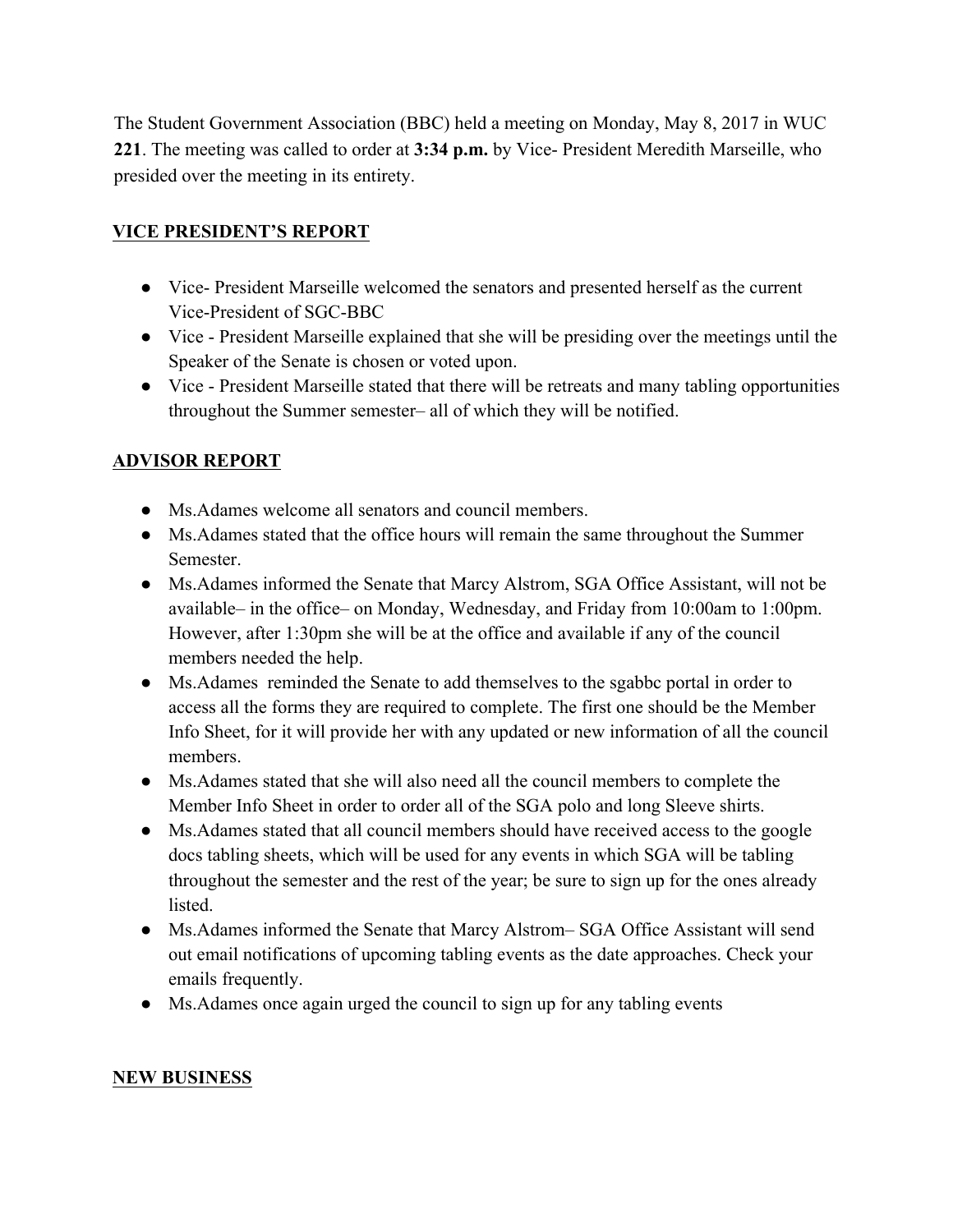The Student Government Association (BBC) held a meeting on Monday, May 8, 2017 in WUC **221**. The meeting was called to order at **3:34 p.m.** by Vice- President Meredith Marseille, who presided over the meeting in its entirety.

## VICE PRESIDENT'S REPORT

- Vice- President Marseille welcomed the senators and presented herself as the current Vice-President of SGC-BBC
- Vice - President Marseille explained that she will be presiding over the meetings until the Speaker of the Senate is chosen or voted upon.
- Vice - President Marseille stated that there will be retreats and many tabling opportunities throughout the Summer semester– all of which they will be notified.

## ADVISOR REPORT

- Ms.Adames welcome all senators and council members.
- Ms.Adames stated that the office hours will remain the same throughout the Summer Semester.
- Ms.Adames informed the Senate that Marcy Alstrom, SGA Office Assistant, will not be available– in the office– on Monday, Wednesday, and Friday from 10:00am to 1:00pm. However, after 1:30pm she will be at the office and available if any of the council members needed the help.
- Ms.Adames reminded the Senate to add themselves to the sgabbc portal in order to access all the forms they are required to complete. The first one should be the Member Info Sheet, for it will provide her with any updated or new information of all the council members.
- Ms.Adames stated that she will also need all the council members to complete the Member Info Sheet in order to order all of the SGA polo and long Sleeve shirts.
- Ms.Adames stated that all council members should have received access to the google docs tabling sheets, which will be used for any events in which SGA will be tabling throughout the semester and the rest of the year; be sure to sign up for the ones already listed.
- Ms.Adames informed the Senate that Marcy Alstrom– SGA Office Assistant will send out email notifications of upcoming tabling events as the date approaches. Check your emails frequently.
- Ms.Adames once again urged the council to sign up for any tabling events

## NEW BUSINESS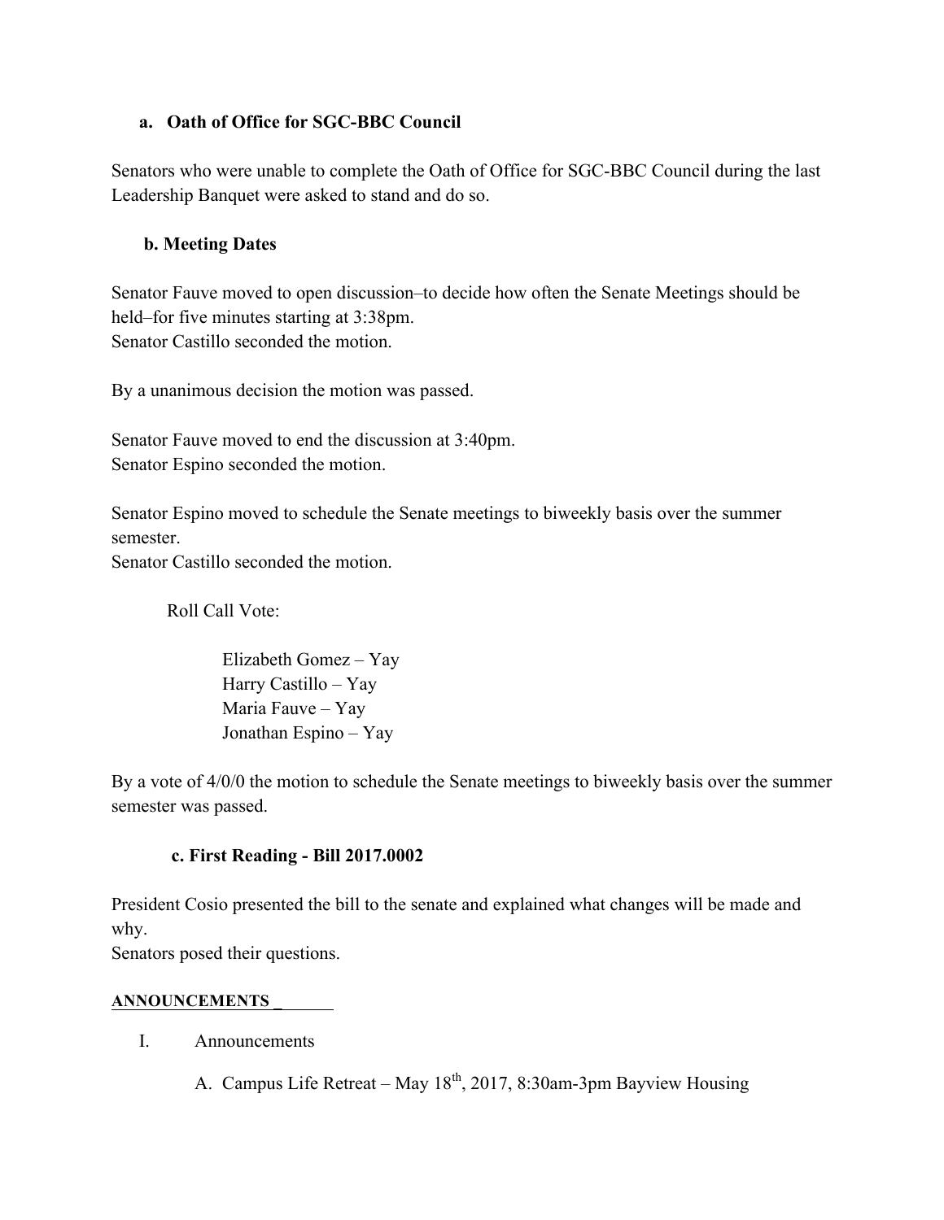**a. Oath of Office for SGC-BBC Council**

Senators who were unable to complete the Oath of Office for SGC-BBC Council during the last Leadership Banquet were asked to stand and do so.

**b. Meeting Dates**

Senator Fauve moved to open discussion–to decide how often the Senate Meetings should be held–for five minutes starting at 3:38pm.
Senator Castillo seconded the motion.

By a unanimous decision the motion was passed.

Senator Fauve moved to end the discussion at 3:40pm.
Senator Espino seconded the motion.

Senator Espino moved to schedule the Senate meetings to biweekly basis over the summer semester.
Senator Castillo seconded the motion.

Roll Call Vote:

Elizabeth Gomez – Yay
Harry Castillo – Yay
Maria Fauve – Yay
Jonathan Espino – Yay

By a vote of 4/0/0 the motion to schedule the Senate meetings to biweekly basis over the summer semester was passed.

**c. First Reading - Bill 2017.0002**

President Cosio presented the bill to the senate and explained what changes will be made and why.
Senators posed their questions.

**ANNOUNCEMENTS**

I. Announcements

A. Campus Life Retreat – May 18th, 2017, 8:30am-3pm Bayview Housing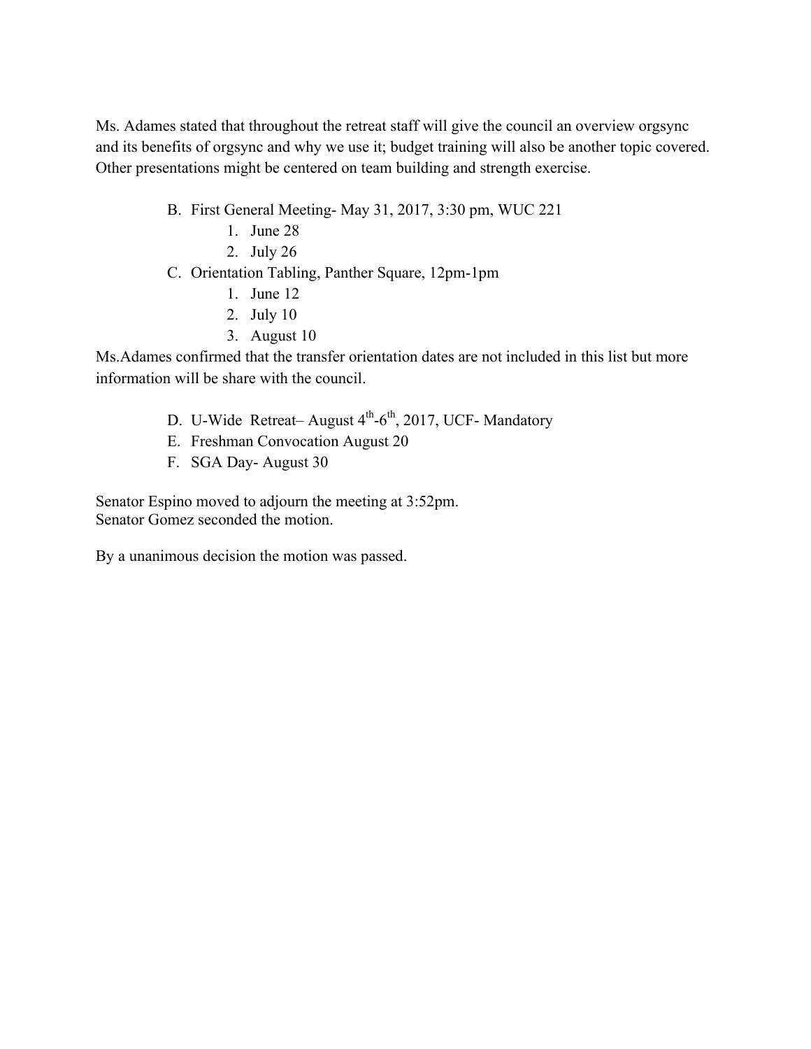Ms. Adames stated that throughout the retreat staff will give the council an overview orgsync and its benefits of orgsync and why we use it; budget training will also be another topic covered. Other presentations might be centered on team building and strength exercise.

B. First General Meeting- May 31, 2017, 3:30 pm, WUC 221
    1. June 28
    2. July 26
C. Orientation Tabling, Panther Square, 12pm-1pm
    1. June 12
    2. July 10
    3. August 10

Ms.Adames confirmed that the transfer orientation dates are not included in this list but more information will be share with the council.

D. U-Wide Retreat– August 4th-6th, 2017, UCF- Mandatory
E. Freshman Convocation August 20
F. SGA Day- August 30

Senator Espino moved to adjourn the meeting at 3:52pm.
Senator Gomez seconded the motion.

By a unanimous decision the motion was passed.